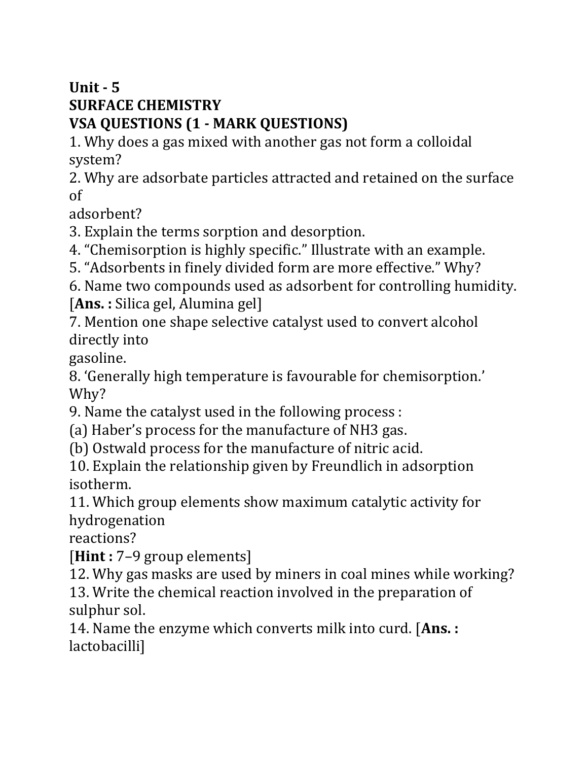# Unit - 5

## SURFACE CHEMISTRY

### VSA QUESTIONS (1 - MARK QUESTIONS)

1. Why does a gas mixed with another gas not form a colloidal system?
2. Why are adsorbate particles attracted and retained on the surface of adsorbent?
3. Explain the terms sorption and desorption.
4. "Chemisorption is highly specific." Illustrate with an example.
5. "Adsorbents in finely divided form are more effective." Why?
6. Name two compounds used as adsorbent for controlling humidity.
   [**Ans. :** Silica gel, Alumina gel]
7. Mention one shape selective catalyst used to convert alcohol directly into gasoline.
8. 'Generally high temperature is favourable for chemisorption.' Why?
9. Name the catalyst used in the following process :
   (a) Haber's process for the manufacture of $NH_3$ gas.
   (b) Ostwald process for the manufacture of nitric acid.
10. Explain the relationship given by Freundlich in adsorption isotherm.
11. Which group elements show maximum catalytic activity for hydrogenation reactions?
    [**Hint :** 7–9 group elements]
12. Why gas masks are used by miners in coal mines while working?
13. Write the chemical reaction involved in the preparation of sulphur sol.
14. Name the enzyme which converts milk into curd. [**Ans. :** lactobacilli]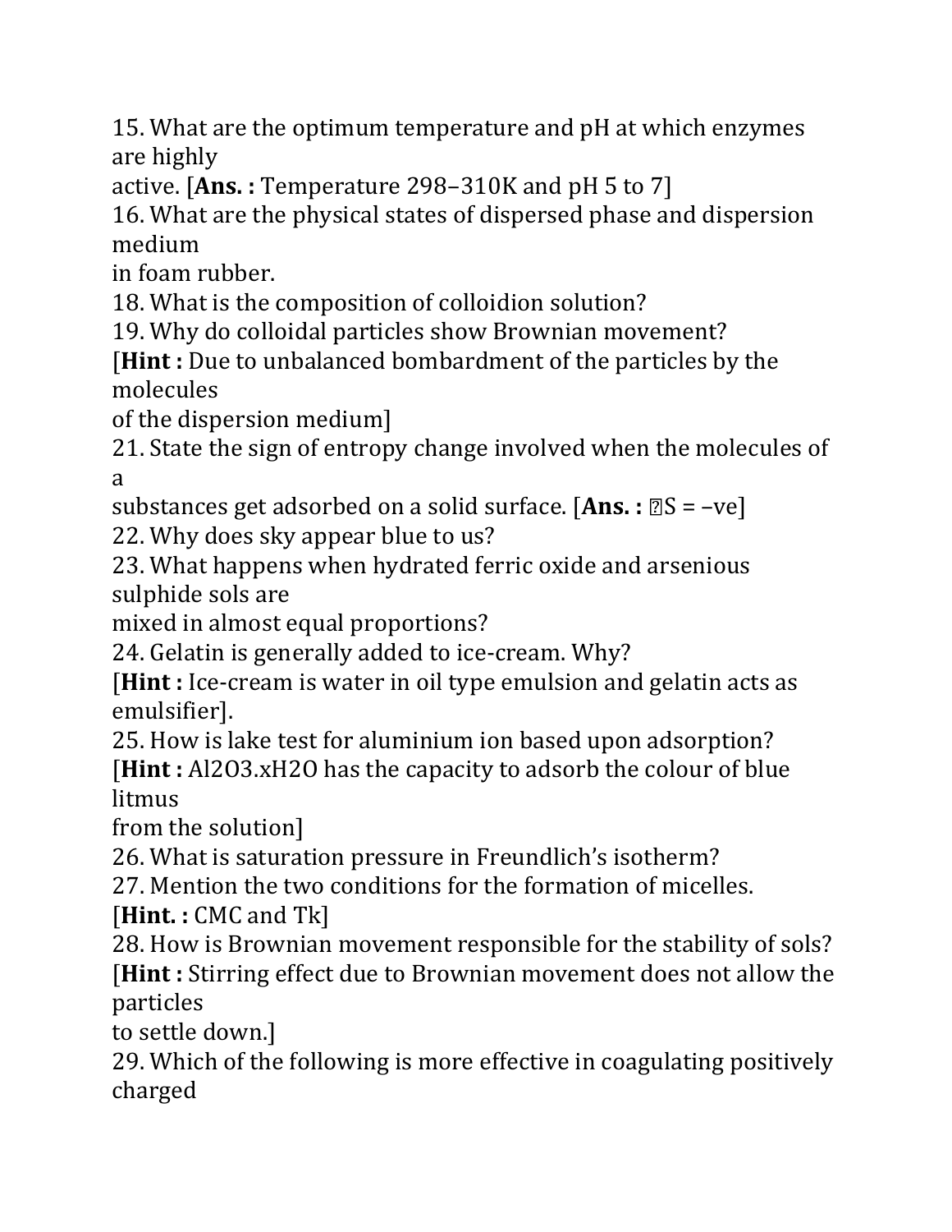15. What are the optimum temperature and pH at which enzymes are highly active. [**Ans. :** Temperature 298–310K and pH 5 to 7]

16. What are the physical states of dispersed phase and dispersion medium in foam rubber.

18. What is the composition of colloidion solution?

19. Why do colloidal particles show Brownian movement?
[**Hint :** Due to unbalanced bombardment of the particles by the molecules of the dispersion medium]

21. State the sign of entropy change involved when the molecules of a substances get adsorbed on a solid surface. [**Ans. :** $\Delta S$ = –ve]

22. Why does sky appear blue to us?

23. What happens when hydrated ferric oxide and arsenious sulphide sols are mixed in almost equal proportions?

24. Gelatin is generally added to ice-cream. Why?
[**Hint :** Ice-cream is water in oil type emulsion and gelatin acts as emulsifier].

25. How is lake test for aluminium ion based upon adsorption?
[**Hint :** $Al_2O_3.xH_2O$ has the capacity to adsorb the colour of blue litmus from the solution]

26. What is saturation pressure in Freundlich's isotherm?

27. Mention the two conditions for the formation of micelles.
[**Hint. :** CMC and $T_k$]

28. How is Brownian movement responsible for the stability of sols?
[**Hint :** Stirring effect due to Brownian movement does not allow the particles to settle down.]

29. Which of the following is more effective in coagulating positively charged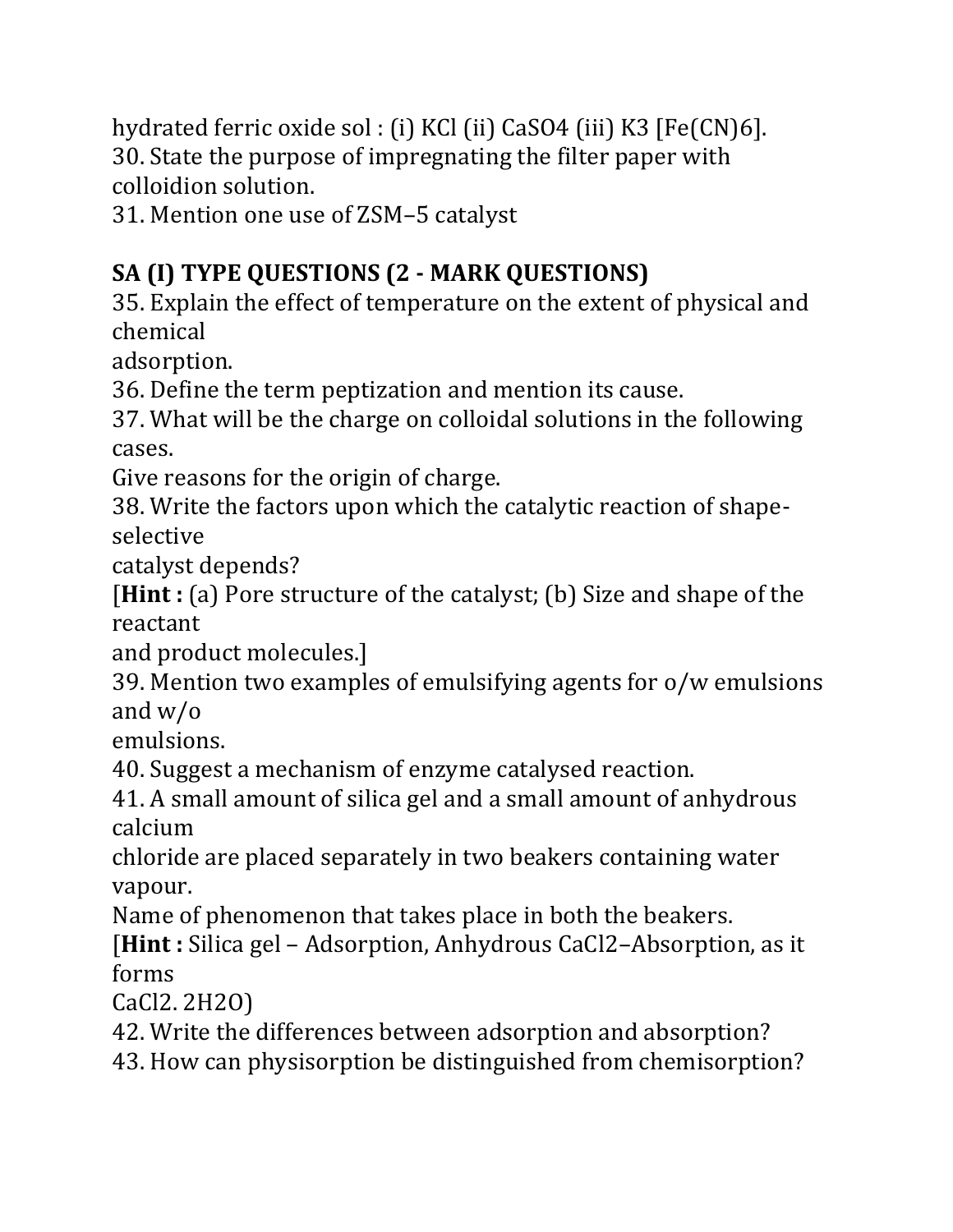hydrated ferric oxide sol : (i) KCl (ii) $CaSO_4$ (iii) $K_3[Fe(CN)_6]$.

30. State the purpose of impregnating the filter paper with colloidion solution.

31. Mention one use of ZSM–5 catalyst

## SA (I) TYPE QUESTIONS (2 - MARK QUESTIONS)

35. Explain the effect of temperature on the extent of physical and chemical adsorption.

36. Define the term peptization and mention its cause.

37. What will be the charge on colloidal solutions in the following cases.
Give reasons for the origin of charge.

38. Write the factors upon which the catalytic reaction of shape-selective catalyst depends?
[**Hint :** (a) Pore structure of the catalyst; (b) Size and shape of the reactant and product molecules.]

39. Mention two examples of emulsifying agents for o/w emulsions and w/o emulsions.

40. Suggest a mechanism of enzyme catalysed reaction.

41. A small amount of silica gel and a small amount of anhydrous calcium chloride are placed separately in two beakers containing water vapour.
Name of phenomenon that takes place in both the beakers.
[**Hint :** Silica gel – Adsorption, Anhydrous $CaCl_2$–Absorption, as it forms $CaCl_2 \cdot 2H_2O$)

42. Write the differences between adsorption and absorption?

43. How can physisorption be distinguished from chemisorption?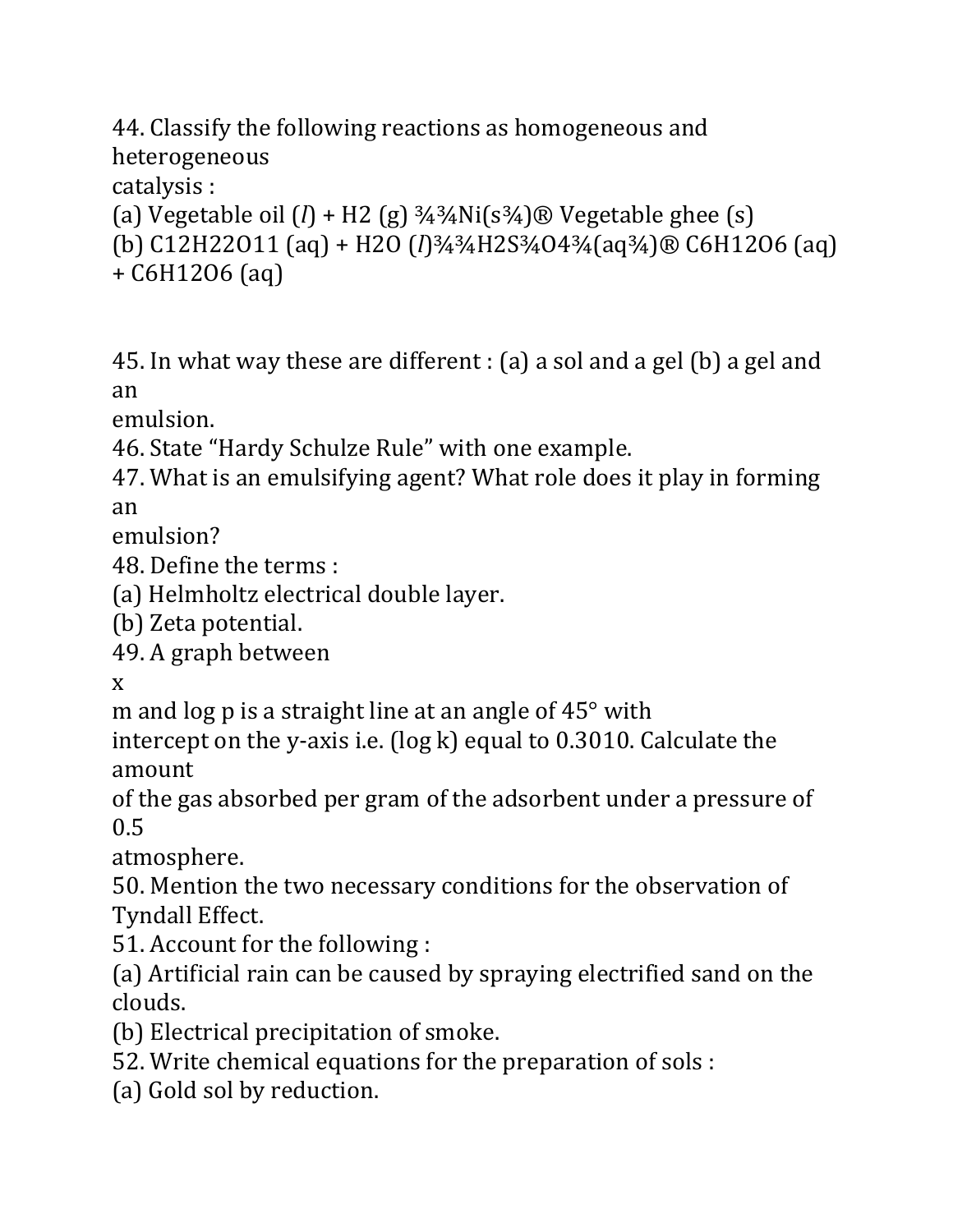44. Classify the following reactions as homogeneous and heterogeneous catalysis :

(a) Vegetable oil (*l*) + $H_2$ (g) ¾¾Ni(s¾)® Vegetable ghee (s)

(b) $C_{12}H_{22}O_{11}$ (aq) + $H_2O$ (*l*)¾¾$H_2S$¾$O_4$¾(aq¾)® $C_6H_{12}O_6$ (aq) + $C_6H_{12}O_6$ (aq)

45. In what way these are different : (a) a sol and a gel (b) a gel and an emulsion.

46. State "Hardy Schulze Rule" with one example.

47. What is an emulsifying agent? What role does it play in forming an emulsion?

48. Define the terms :

(a) Helmholtz electrical double layer.

(b) Zeta potential.

49. A graph between x m and log p is a straight line at an angle of 45° with intercept on the y-axis i.e. (log k) equal to 0.3010. Calculate the amount of the gas absorbed per gram of the adsorbent under a pressure of 0.5 atmosphere.

50. Mention the two necessary conditions for the observation of Tyndall Effect.

51. Account for the following :

(a) Artificial rain can be caused by spraying electrified sand on the clouds.

(b) Electrical precipitation of smoke.

52. Write chemical equations for the preparation of sols :

(a) Gold sol by reduction.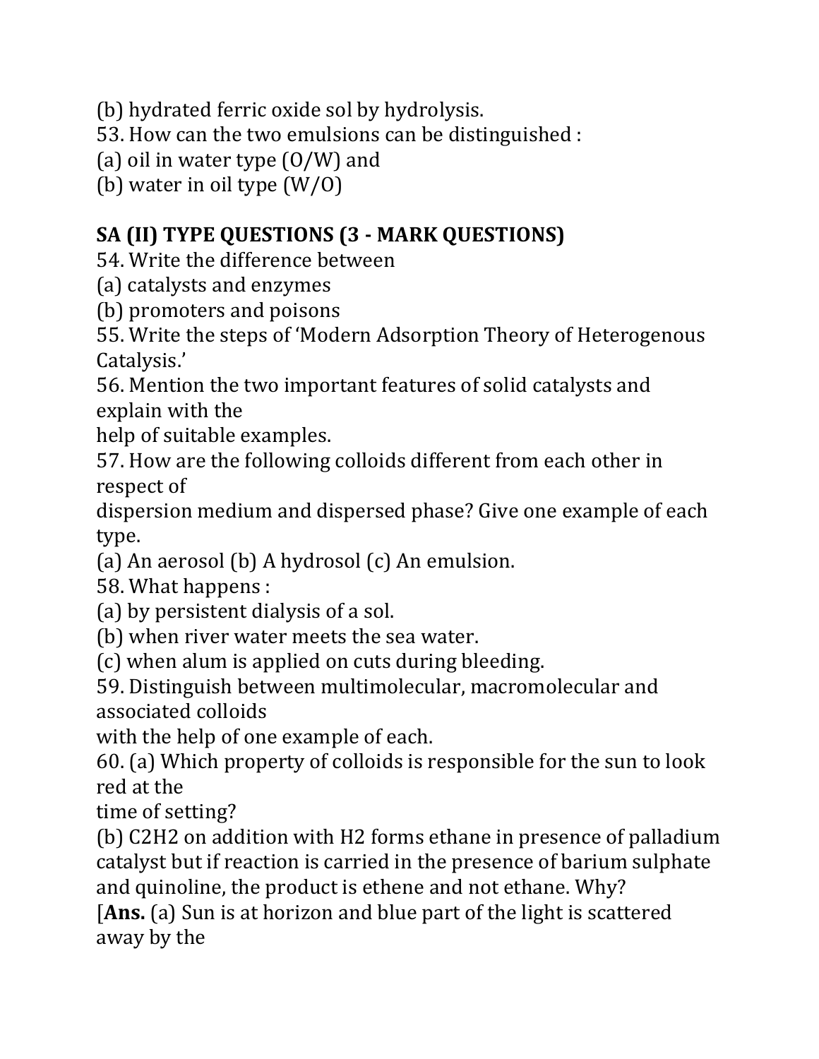(b) hydrated ferric oxide sol by hydrolysis.

53. How can the two emulsions can be distinguished :

(a) oil in water type (O/W) and

(b) water in oil type (W/O)

## SA (II) TYPE QUESTIONS (3 - MARK QUESTIONS)

54. Write the difference between

(a) catalysts and enzymes

(b) promoters and poisons

55. Write the steps of 'Modern Adsorption Theory of Heterogenous Catalysis.'

56. Mention the two important features of solid catalysts and explain with the help of suitable examples.

57. How are the following colloids different from each other in respect of dispersion medium and dispersed phase? Give one example of each type.

(a) An aerosol (b) A hydrosol (c) An emulsion.

58. What happens :

(a) by persistent dialysis of a sol.

(b) when river water meets the sea water.

(c) when alum is applied on cuts during bleeding.

59. Distinguish between multimolecular, macromolecular and associated colloids with the help of one example of each.

60. (a) Which property of colloids is responsible for the sun to look red at the time of setting?

(b) $C_2H_2$ on addition with $H_2$ forms ethane in presence of palladium catalyst but if reaction is carried in the presence of barium sulphate and quinoline, the product is ethene and not ethane. Why?

[**Ans.** (a) Sun is at horizon and blue part of the light is scattered away by the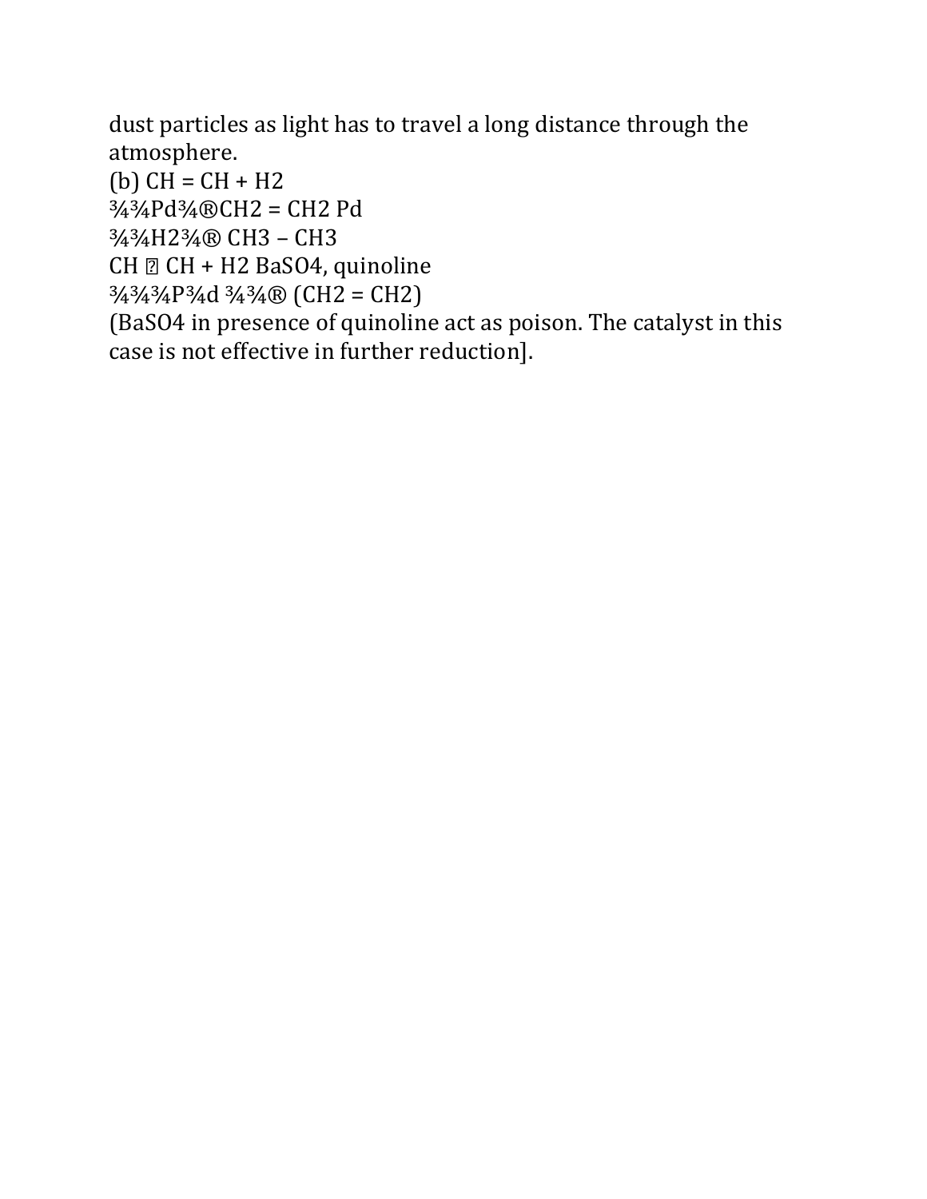dust particles as light has to travel a long distance through the atmosphere.

(b) CH = CH + $H_2$

¾¾Pd¾®$CH_2$ = $CH_2$ Pd

¾¾$H_2$¾® $CH_3$ – $CH_3$

CH ? CH + $H_2$ $BaSO_4$, quinoline

¾¾¾P¾d ¾¾® ($CH_2$ = $CH_2$)

($BaSO_4$ in presence of quinoline act as poison. The catalyst in this case is not effective in further reduction].